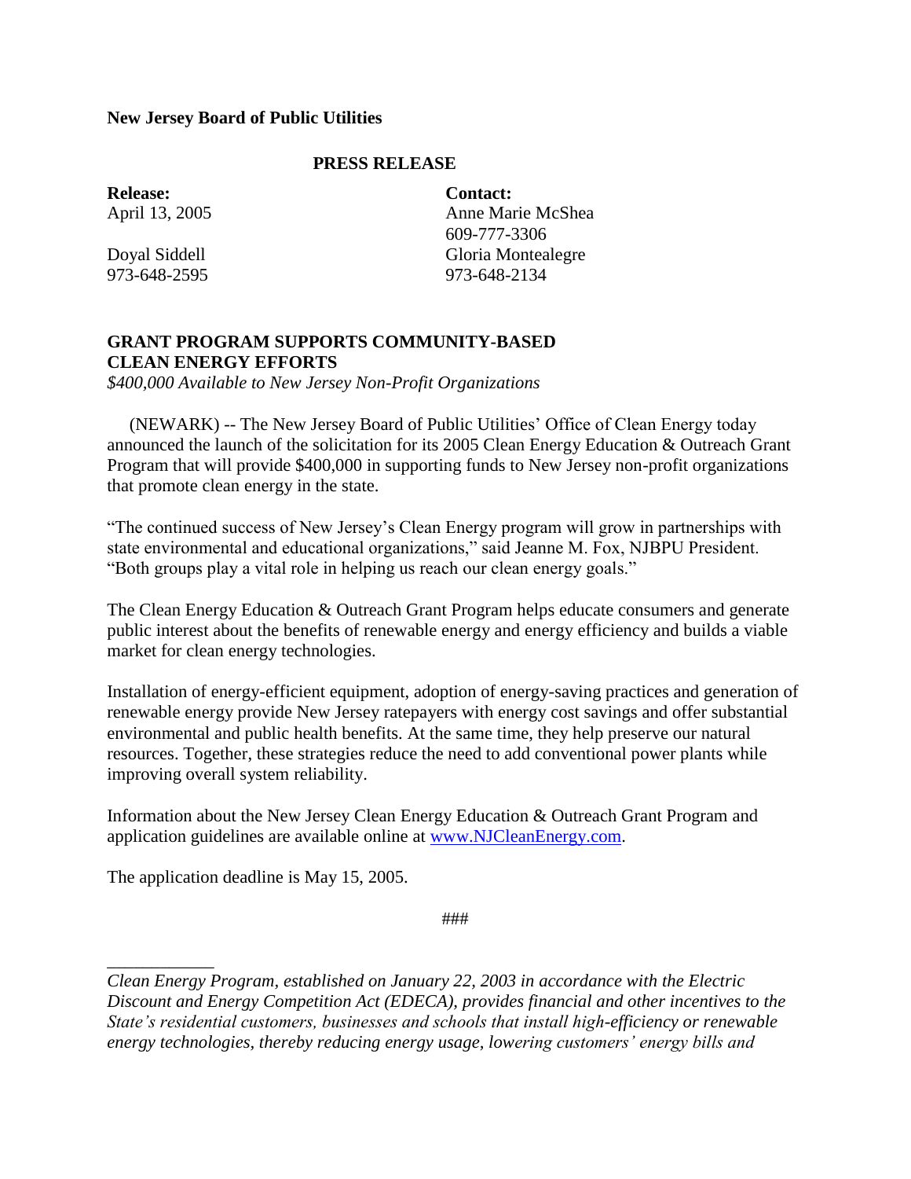**New Jersey Board of Public Utilities**

**PRESS RELEASE**

| **Release:** | **Contact:** |
|---|---|
| April 13, 2005 | Anne Marie McShea |
| | 609-777-3306 |
| Doyal Siddell | Gloria Montealegre |
| 973-648-2595 | 973-648-2134 |

**GRANT PROGRAM SUPPORTS COMMUNITY-BASED CLEAN ENERGY EFFORTS**

*$400,000 Available to New Jersey Non-Profit Organizations*

(NEWARK) -- The New Jersey Board of Public Utilities' Office of Clean Energy today announced the launch of the solicitation for its 2005 Clean Energy Education & Outreach Grant Program that will provide $400,000 in supporting funds to New Jersey non-profit organizations that promote clean energy in the state.

"The continued success of New Jersey's Clean Energy program will grow in partnerships with state environmental and educational organizations," said Jeanne M. Fox, NJBPU President. "Both groups play a vital role in helping us reach our clean energy goals."

The Clean Energy Education & Outreach Grant Program helps educate consumers and generate public interest about the benefits of renewable energy and energy efficiency and builds a viable market for clean energy technologies.

Installation of energy-efficient equipment, adoption of energy-saving practices and generation of renewable energy provide New Jersey ratepayers with energy cost savings and offer substantial environmental and public health benefits. At the same time, they help preserve our natural resources. Together, these strategies reduce the need to add conventional power plants while improving overall system reliability.

Information about the New Jersey Clean Energy Education & Outreach Grant Program and application guidelines are available online at [www.NJCleanEnergy.com](http://www.NJCleanEnergy.com).

The application deadline is May 15, 2005.

###

---

*Clean Energy Program, established on January 22, 2003 in accordance with the Electric Discount and Energy Competition Act (EDECA), provides financial and other incentives to the State's residential customers, businesses and schools that install high-efficiency or renewable energy technologies, thereby reducing energy usage, lowering customers' energy bills and*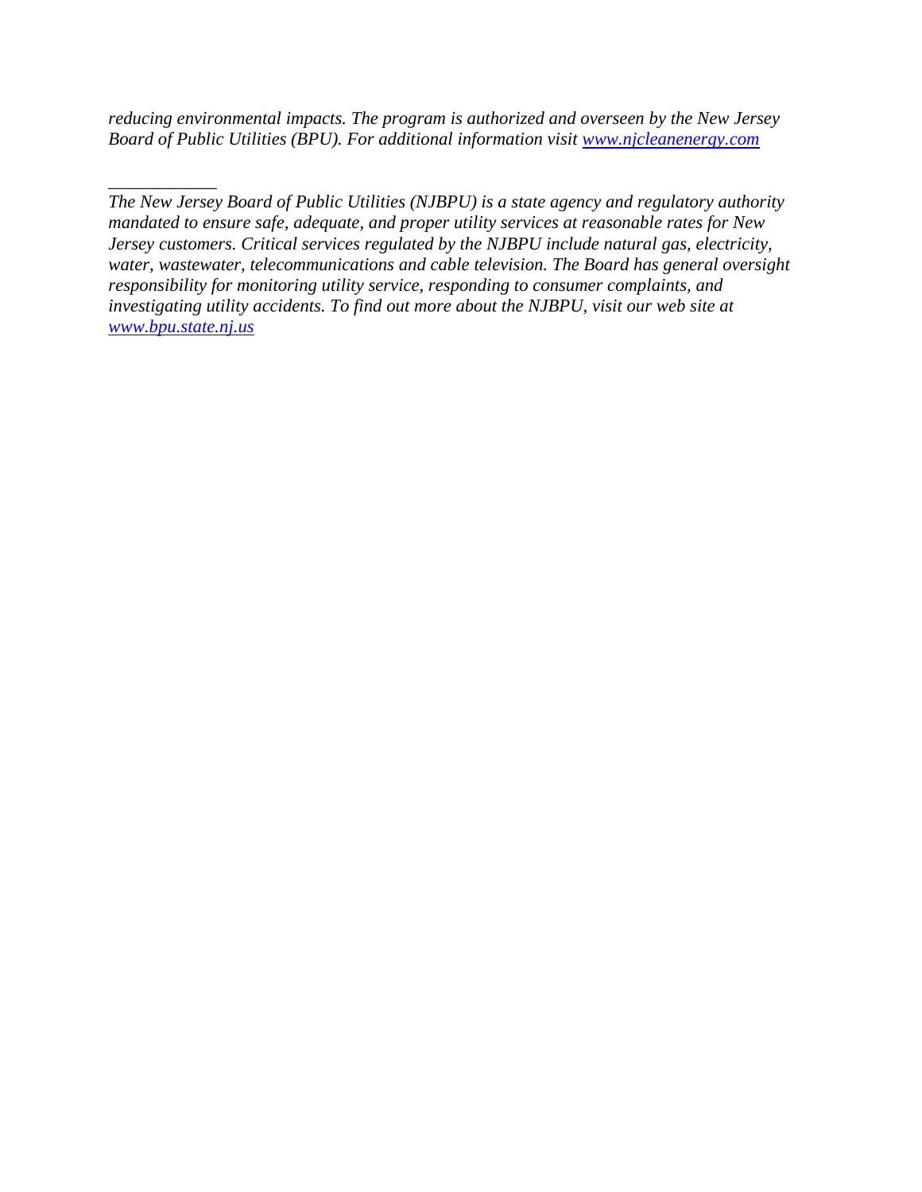*reducing environmental impacts. The program is authorized and overseen by the New Jersey Board of Public Utilities (BPU). For additional information visit [www.njcleanenergy.com](http://www.njcleanenergy.com)*

____________

*The New Jersey Board of Public Utilities (NJBPU) is a state agency and regulatory authority mandated to ensure safe, adequate, and proper utility services at reasonable rates for New Jersey customers. Critical services regulated by the NJBPU include natural gas, electricity, water, wastewater, telecommunications and cable television. The Board has general oversight responsibility for monitoring utility service, responding to consumer complaints, and investigating utility accidents. To find out more about the NJBPU, visit our web site at [www.bpu.state.nj.us](http://www.bpu.state.nj.us)*